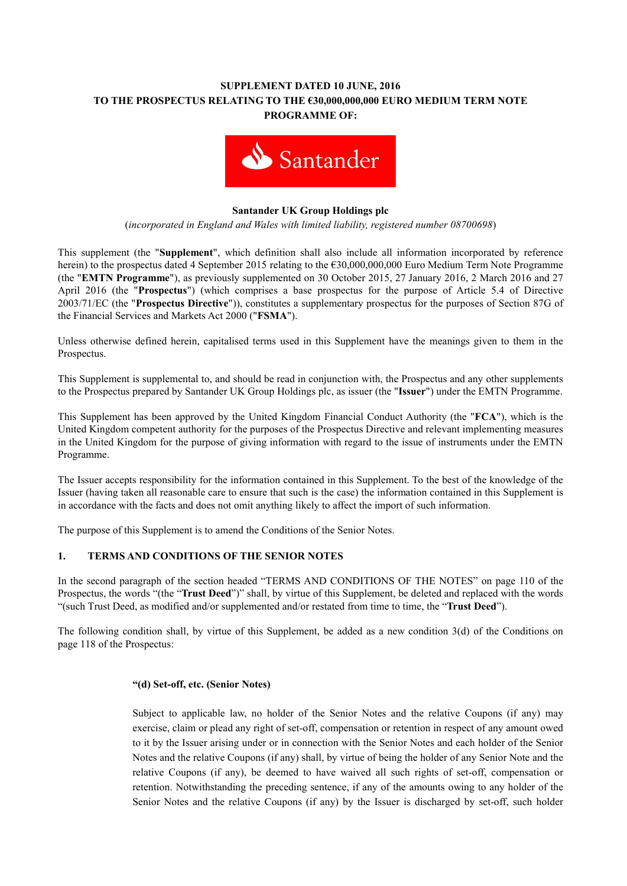**SUPPLEMENT DATED 10 JUNE, 2016**
**TO THE PROSPECTUS RELATING TO THE €30,000,000,000 EURO MEDIUM TERM NOTE PROGRAMME OF:**

**Santander UK Group Holdings plc**

(*incorporated in England and Wales with limited liability, registered number 08700698*)

This supplement (the "**Supplement**", which definition shall also include all information incorporated by reference herein) to the prospectus dated 4 September 2015 relating to the €30,000,000,000 Euro Medium Term Note Programme (the "**EMTN Programme**"), as previously supplemented on 30 October 2015, 27 January 2016, 2 March 2016 and 27 April 2016 (the "**Prospectus**") (which comprises a base prospectus for the purpose of Article 5.4 of Directive 2003/71/EC (the "**Prospectus Directive**")), constitutes a supplementary prospectus for the purposes of Section 87G of the Financial Services and Markets Act 2000 ("**FSMA**").

Unless otherwise defined herein, capitalised terms used in this Supplement have the meanings given to them in the Prospectus.

This Supplement is supplemental to, and should be read in conjunction with, the Prospectus and any other supplements to the Prospectus prepared by Santander UK Group Holdings plc, as issuer (the "**Issuer**") under the EMTN Programme.

This Supplement has been approved by the United Kingdom Financial Conduct Authority (the "**FCA**"), which is the United Kingdom competent authority for the purposes of the Prospectus Directive and relevant implementing measures in the United Kingdom for the purpose of giving information with regard to the issue of instruments under the EMTN Programme.

The Issuer accepts responsibility for the information contained in this Supplement. To the best of the knowledge of the Issuer (having taken all reasonable care to ensure that such is the case) the information contained in this Supplement is in accordance with the facts and does not omit anything likely to affect the import of such information.

The purpose of this Supplement is to amend the Conditions of the Senior Notes.

## 1. TERMS AND CONDITIONS OF THE SENIOR NOTES

In the second paragraph of the section headed "TERMS AND CONDITIONS OF THE NOTES" on page 110 of the Prospectus, the words "(the "**Trust Deed**")" shall, by virtue of this Supplement, be deleted and replaced with the words "(such Trust Deed, as modified and/or supplemented and/or restated from time to time, the "**Trust Deed**").

The following condition shall, by virtue of this Supplement, be added as a new condition 3(d) of the Conditions on page 118 of the Prospectus:

> **"(d) Set-off, etc. (Senior Notes)**
>
> Subject to applicable law, no holder of the Senior Notes and the relative Coupons (if any) may exercise, claim or plead any right of set-off, compensation or retention in respect of any amount owed to it by the Issuer arising under or in connection with the Senior Notes and each holder of the Senior Notes and the relative Coupons (if any) shall, by virtue of being the holder of any Senior Note and the relative Coupons (if any), be deemed to have waived all such rights of set-off, compensation or retention. Notwithstanding the preceding sentence, if any of the amounts owing to any holder of the Senior Notes and the relative Coupons (if any) by the Issuer is discharged by set-off, such holder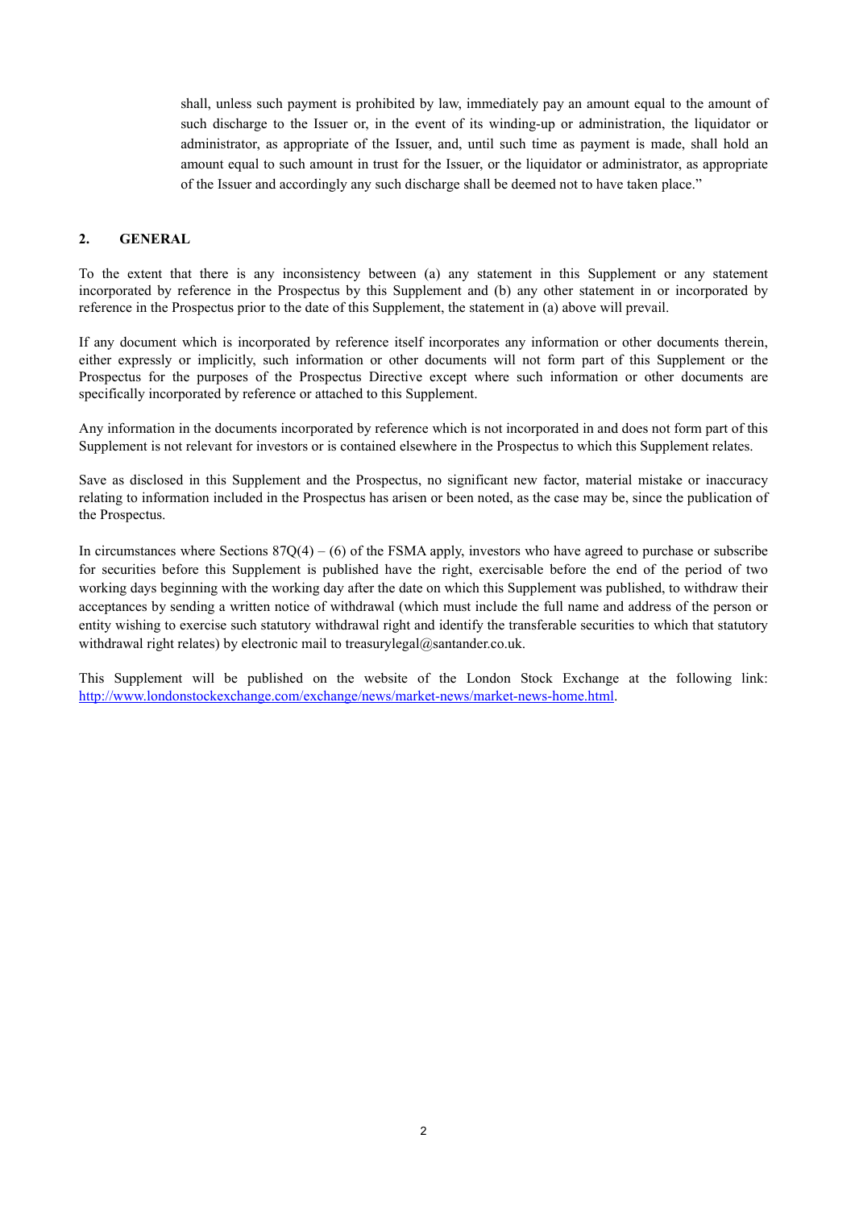shall, unless such payment is prohibited by law, immediately pay an amount equal to the amount of such discharge to the Issuer or, in the event of its winding-up or administration, the liquidator or administrator, as appropriate of the Issuer, and, until such time as payment is made, shall hold an amount equal to such amount in trust for the Issuer, or the liquidator or administrator, as appropriate of the Issuer and accordingly any such discharge shall be deemed not to have taken place."

## 2. GENERAL

To the extent that there is any inconsistency between (a) any statement in this Supplement or any statement incorporated by reference in the Prospectus by this Supplement and (b) any other statement in or incorporated by reference in the Prospectus prior to the date of this Supplement, the statement in (a) above will prevail.

If any document which is incorporated by reference itself incorporates any information or other documents therein, either expressly or implicitly, such information or other documents will not form part of this Supplement or the Prospectus for the purposes of the Prospectus Directive except where such information or other documents are specifically incorporated by reference or attached to this Supplement.

Any information in the documents incorporated by reference which is not incorporated in and does not form part of this Supplement is not relevant for investors or is contained elsewhere in the Prospectus to which this Supplement relates.

Save as disclosed in this Supplement and the Prospectus, no significant new factor, material mistake or inaccuracy relating to information included in the Prospectus has arisen or been noted, as the case may be, since the publication of the Prospectus.

In circumstances where Sections 87Q(4) – (6) of the FSMA apply, investors who have agreed to purchase or subscribe for securities before this Supplement is published have the right, exercisable before the end of the period of two working days beginning with the working day after the date on which this Supplement was published, to withdraw their acceptances by sending a written notice of withdrawal (which must include the full name and address of the person or entity wishing to exercise such statutory withdrawal right and identify the transferable securities to which that statutory withdrawal right relates) by electronic mail to treasurylegal@santander.co.uk.

This Supplement will be published on the website of the London Stock Exchange at the following link: http://www.londonstockexchange.com/exchange/news/market-news/market-news-home.html.